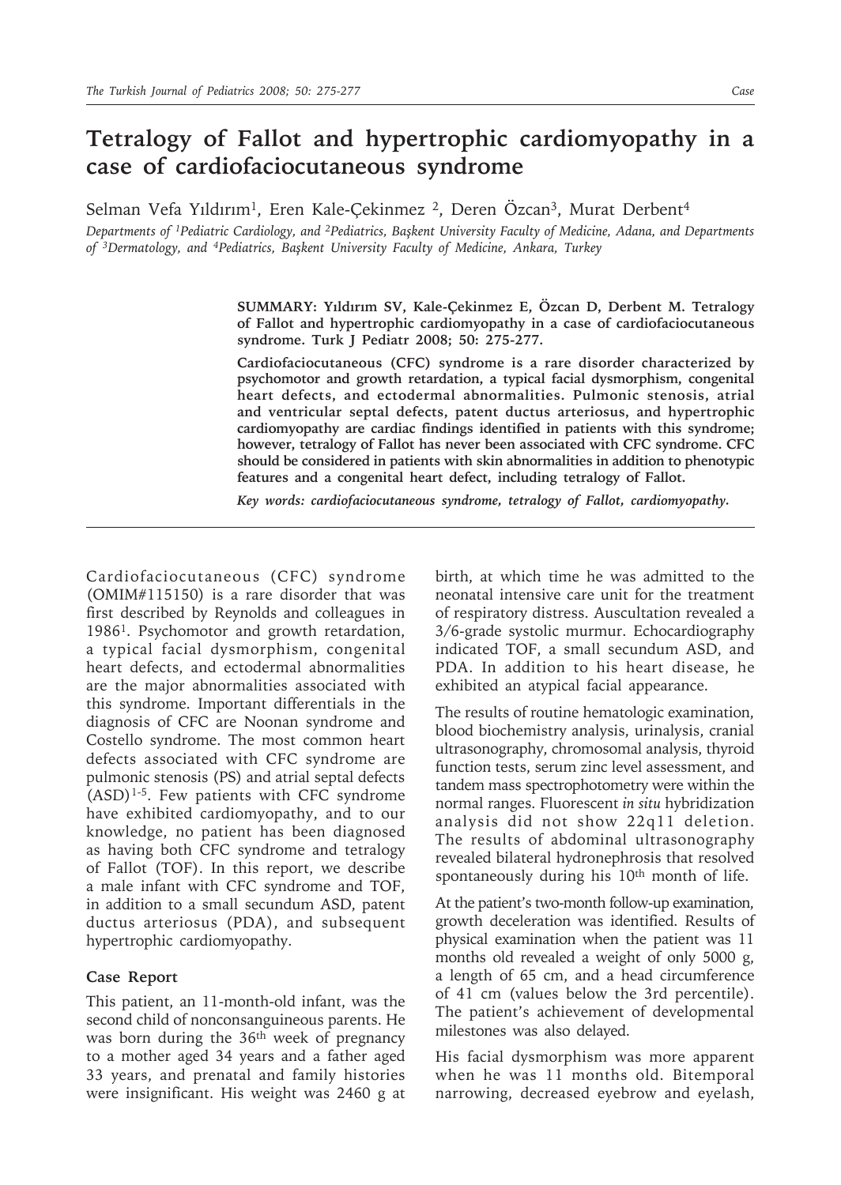# Tetralogy of Fallot and hypertrophic cardiomyopathy in a case of cardiofaciocutaneous syndrome

Selman Vefa Yıldırım[1], Eren Kale-Çekinmez [2], Deren Özcan[3], Murat Derbent[4]

*Departments of [1]Pediatric Cardiology, and [2]Pediatrics, Başkent University Faculty of Medicine, Adana, and Departments of [3]Dermatology, and [4]Pediatrics, Başkent University Faculty of Medicine, Ankara, Turkey*

**SUMMARY: Yıldırım SV, Kale-Çekinmez E, Özcan D, Derbent M. Tetralogy of Fallot and hypertrophic cardiomyopathy in a case of cardiofaciocutaneous syndrome. Turk J Pediatr 2008; 50: 275-277.**

**Cardiofaciocutaneous (CFC) syndrome is a rare disorder characterized by psychomotor and growth retardation, a typical facial dysmorphism, congenital heart defects, and ectodermal abnormalities. Pulmonic stenosis, atrial and ventricular septal defects, patent ductus arteriosus, and hypertrophic cardiomyopathy are cardiac findings identified in patients with this syndrome; however, tetralogy of Fallot has never been associated with CFC syndrome. CFC should be considered in patients with skin abnormalities in addition to phenotypic features and a congenital heart defect, including tetralogy of Fallot.**

***Key words:*** *cardiofaciocutaneous syndrome, tetralogy of Fallot, cardiomyopathy.*

---

Cardiofaciocutaneous (CFC) syndrome (OMIM#115150) is a rare disorder that was first described by Reynolds and colleagues in 1986[1]. Psychomotor and growth retardation, a typical facial dysmorphism, congenital heart defects, and ectodermal abnormalities are the major abnormalities associated with this syndrome. Important differentials in the diagnosis of CFC are Noonan syndrome and Costello syndrome. The most common heart defects associated with CFC syndrome are pulmonic stenosis (PS) and atrial septal defects (ASD)[1-5]. Few patients with CFC syndrome have exhibited cardiomyopathy, and to our knowledge, no patient has been diagnosed as having both CFC syndrome and tetralogy of Fallot (TOF). In this report, we describe a male infant with CFC syndrome and TOF, in addition to a small secundum ASD, patent ductus arteriosus (PDA), and subsequent hypertrophic cardiomyopathy.

## Case Report

This patient, an 11-month-old infant, was the second child of nonconsanguineous parents. He was born during the 36th week of pregnancy to a mother aged 34 years and a father aged 33 years, and prenatal and family histories were insignificant. His weight was 2460 g at birth, at which time he was admitted to the neonatal intensive care unit for the treatment of respiratory distress. Auscultation revealed a 3/6-grade systolic murmur. Echocardiography indicated TOF, a small secundum ASD, and PDA. In addition to his heart disease, he exhibited an atypical facial appearance.

The results of routine hematologic examination, blood biochemistry analysis, urinalysis, cranial ultrasonography, chromosomal analysis, thyroid function tests, serum zinc level assessment, and tandem mass spectrophotometry were within the normal ranges. Fluorescent *in situ* hybridization analysis did not show 22q11 deletion. The results of abdominal ultrasonography revealed bilateral hydronephrosis that resolved spontaneously during his 10th month of life.

At the patient's two-month follow-up examination, growth deceleration was identified. Results of physical examination when the patient was 11 months old revealed a weight of only 5000 g, a length of 65 cm, and a head circumference of 41 cm (values below the 3rd percentile). The patient's achievement of developmental milestones was also delayed.

His facial dysmorphism was more apparent when he was 11 months old. Bitemporal narrowing, decreased eyebrow and eyelash,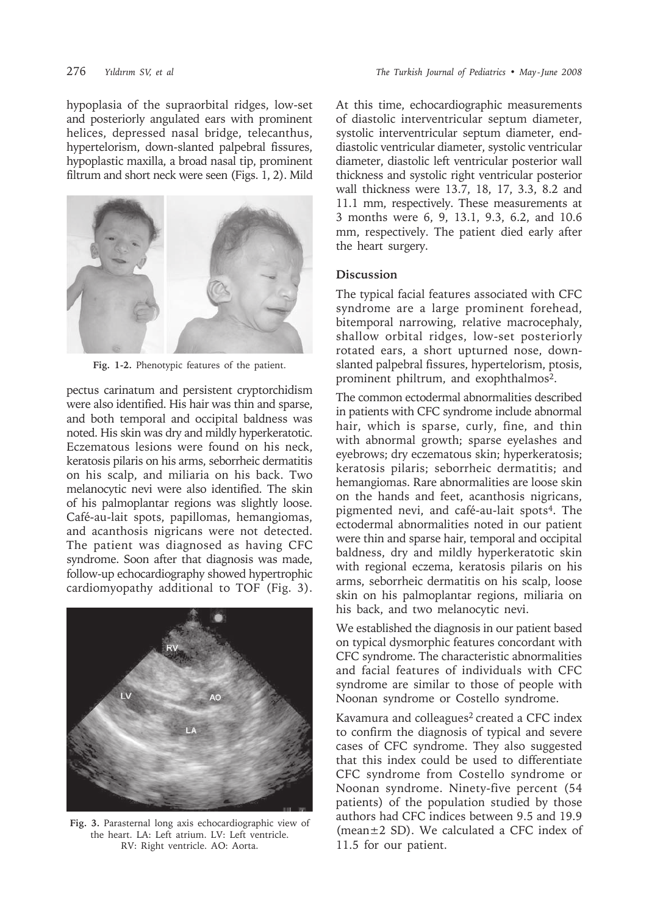hypoplasia of the supraorbital ridges, low-set and posteriorly angulated ears with prominent helices, depressed nasal bridge, telecanthus, hypertelorism, down-slanted palpebral fissures, hypoplastic maxilla, a broad nasal tip, prominent filtrum and short neck were seen (Figs. 1, 2). Mild pectus carinatum and persistent cryptorchidism were also identified. His hair was thin and sparse, and both temporal and occipital baldness was noted. His skin was dry and mildly hyperkeratotic. Eczematous lesions were found on his neck, keratosis pilaris on his arms, seborrheic dermatitis on his scalp, and miliaria on his back. Two melanocytic nevi were also identified. The skin of his palmoplantar regions was slightly loose. Café-au-lait spots, papillomas, hemangiomas, and acanthosis nigricans were not detected. The patient was diagnosed as having CFC syndrome. Soon after that diagnosis was made, follow-up echocardiography showed hypertrophic cardiomyopathy additional to TOF (Fig. 3).

**Fig. 1-2.** Phenotypic features of the patient.

**Fig. 3.** Parasternal long axis echocardiographic view of the heart. LA: Left atrium. LV: Left ventricle. RV: Right ventricle. AO: Aorta.

At this time, echocardiographic measurements of diastolic interventricular septum diameter, systolic interventricular septum diameter, end-diastolic ventricular diameter, systolic ventricular diameter, diastolic left ventricular posterior wall thickness and systolic right ventricular posterior wall thickness were 13.7, 18, 17, 3.3, 8.2 and 11.1 mm, respectively. These measurements at 3 months were 6, 9, 13.1, 9.3, 6.2, and 10.6 mm, respectively. The patient died early after the heart surgery.

## Discussion

The typical facial features associated with CFC syndrome are a large prominent forehead, bitemporal narrowing, relative macrocephaly, shallow orbital ridges, low-set posteriorly rotated ears, a short upturned nose, down-slanted palpebral fissures, hypertelorism, ptosis, prominent philtrum, and exophthalmos[2].

The common ectodermal abnormalities described in patients with CFC syndrome include abnormal hair, which is sparse, curly, fine, and thin with abnormal growth; sparse eyelashes and eyebrows; dry eczematous skin; hyperkeratosis; keratosis pilaris; seborrheic dermatitis; and hemangiomas. Rare abnormalities are loose skin on the hands and feet, acanthosis nigricans, pigmented nevi, and café-au-lait spots[4]. The ectodermal abnormalities noted in our patient were thin and sparse hair, temporal and occipital baldness, dry and mildly hyperkeratotic skin with regional eczema, keratosis pilaris on his arms, seborrheic dermatitis on his scalp, loose skin on his palmoplantar regions, miliaria on his back, and two melanocytic nevi.

We established the diagnosis in our patient based on typical dysmorphic features concordant with CFC syndrome. The characteristic abnormalities and facial features of individuals with CFC syndrome are similar to those of people with Noonan syndrome or Costello syndrome.

Kavamura and colleagues[2] created a CFC index to confirm the diagnosis of typical and severe cases of CFC syndrome. They also suggested that this index could be used to differentiate CFC syndrome from Costello syndrome or Noonan syndrome. Ninety-five percent (54 patients) of the population studied by those authors had CFC indices between 9.5 and 19.9 (mean±2 SD). We calculated a CFC index of 11.5 for our patient.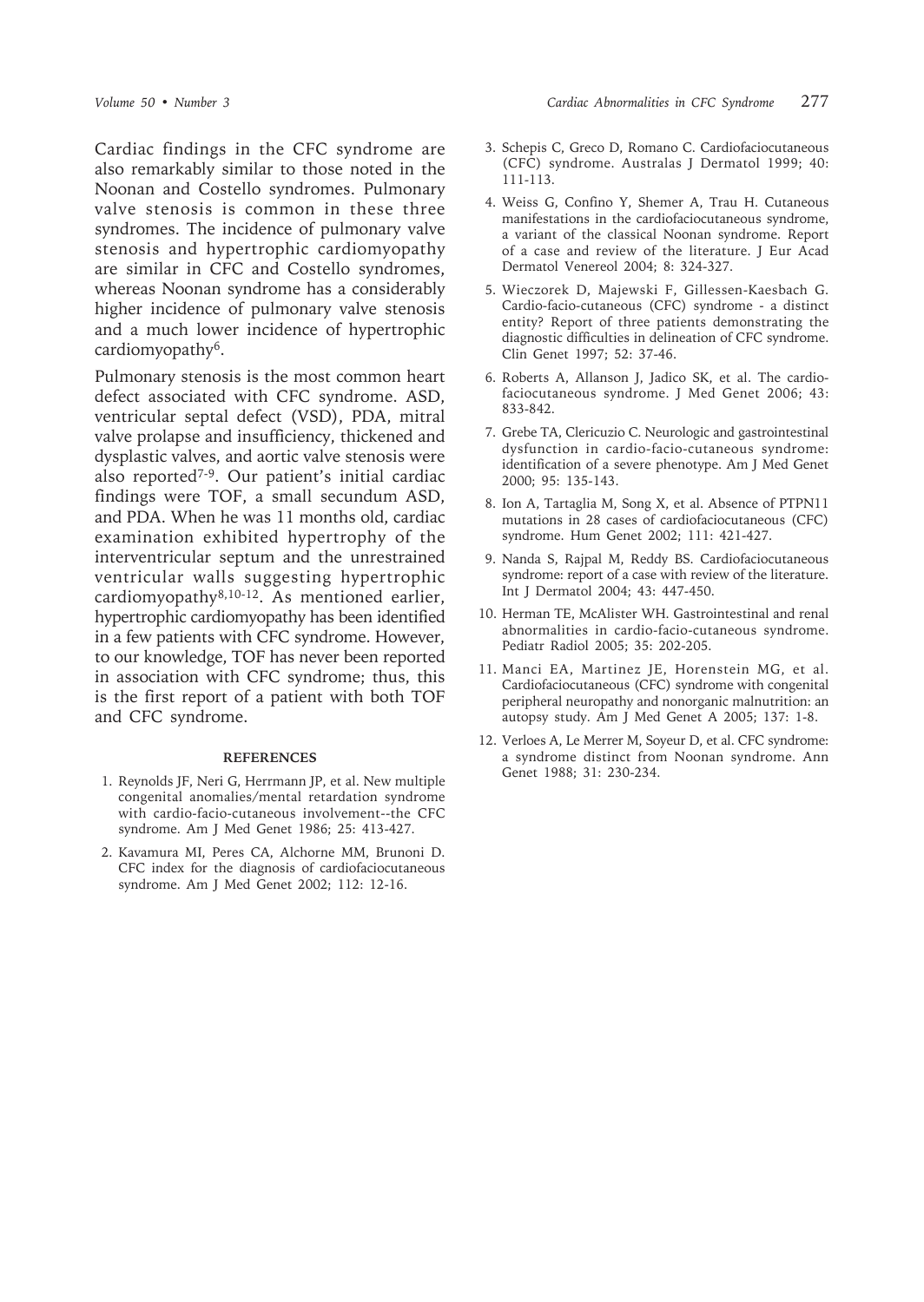Cardiac findings in the CFC syndrome are also remarkably similar to those noted in the Noonan and Costello syndromes. Pulmonary valve stenosis is common in these three syndromes. The incidence of pulmonary valve stenosis and hypertrophic cardiomyopathy are similar in CFC and Costello syndromes, whereas Noonan syndrome has a considerably higher incidence of pulmonary valve stenosis and a much lower incidence of hypertrophic cardiomyopathy[6].

Pulmonary stenosis is the most common heart defect associated with CFC syndrome. ASD, ventricular septal defect (VSD), PDA, mitral valve prolapse and insufficiency, thickened and dysplastic valves, and aortic valve stenosis were also reported[7-9]. Our patient's initial cardiac findings were TOF, a small secundum ASD, and PDA. When he was 11 months old, cardiac examination exhibited hypertrophy of the interventricular septum and the unrestrained ventricular walls suggesting hypertrophic cardiomyopathy[8,10-12]. As mentioned earlier, hypertrophic cardiomyopathy has been identified in a few patients with CFC syndrome. However, to our knowledge, TOF has never been reported in association with CFC syndrome; thus, this is the first report of a patient with both TOF and CFC syndrome.

## REFERENCES

1. Reynolds JF, Neri G, Herrmann JP, et al. New multiple congenital anomalies/mental retardation syndrome with cardio-facio-cutaneous involvement--the CFC syndrome. Am J Med Genet 1986; 25: 413-427.
2. Kavamura MI, Peres CA, Alchorne MM, Brunoni D. CFC index for the diagnosis of cardiofaciocutaneous syndrome. Am J Med Genet 2002; 112: 12-16.
3. Schepis C, Greco D, Romano C. Cardiofaciocutaneous (CFC) syndrome. Australas J Dermatol 1999; 40: 111-113.
4. Weiss G, Confino Y, Shemer A, Trau H. Cutaneous manifestations in the cardiofaciocutaneous syndrome, a variant of the classical Noonan syndrome. Report of a case and review of the literature. J Eur Acad Dermatol Venereol 2004; 8: 324-327.
5. Wieczorek D, Majewski F, Gillessen-Kaesbach G. Cardio-facio-cutaneous (CFC) syndrome - a distinct entity? Report of three patients demonstrating the diagnostic difficulties in delineation of CFC syndrome. Clin Genet 1997; 52: 37-46.
6. Roberts A, Allanson J, Jadico SK, et al. The cardiofaciocutaneous syndrome. J Med Genet 2006; 43: 833-842.
7. Grebe TA, Clericuzio C. Neurologic and gastrointestinal dysfunction in cardio-facio-cutaneous syndrome: identification of a severe phenotype. Am J Med Genet 2000; 95: 135-143.
8. Ion A, Tartaglia M, Song X, et al. Absence of PTPN11 mutations in 28 cases of cardiofaciocutaneous (CFC) syndrome. Hum Genet 2002; 111: 421-427.
9. Nanda S, Rajpal M, Reddy BS. Cardiofaciocutaneous syndrome: report of a case with review of the literature. Int J Dermatol 2004; 43: 447-450.
10. Herman TE, McAlister WH. Gastrointestinal and renal abnormalities in cardio-facio-cutaneous syndrome. Pediatr Radiol 2005; 35: 202-205.
11. Manci EA, Martinez JE, Horenstein MG, et al. Cardiofaciocutaneous (CFC) syndrome with congenital peripheral neuropathy and nonorganic malnutrition: an autopsy study. Am J Med Genet A 2005; 137: 1-8.
12. Verloes A, Le Merrer M, Soyeur D, et al. CFC syndrome: a syndrome distinct from Noonan syndrome. Ann Genet 1988; 31: 230-234.